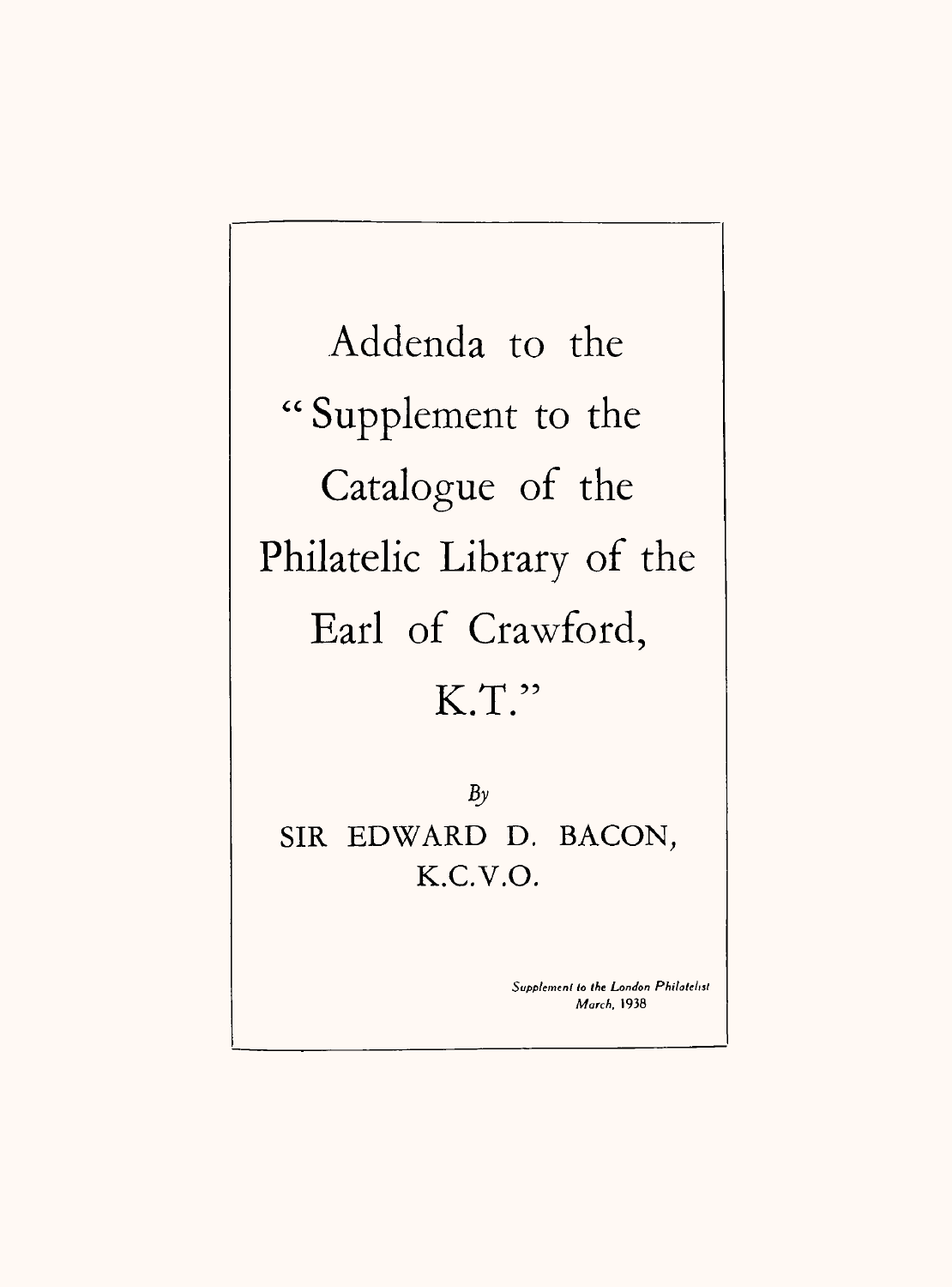# Addenda to the "Supplement to the Catalogue of the Philatelic Library of the Earl of Crawford, K.T."

*By*

SIR EDWARD D. BACON, K.C.V.O.

*Supplement to the London Philatelist*
*March, 1938*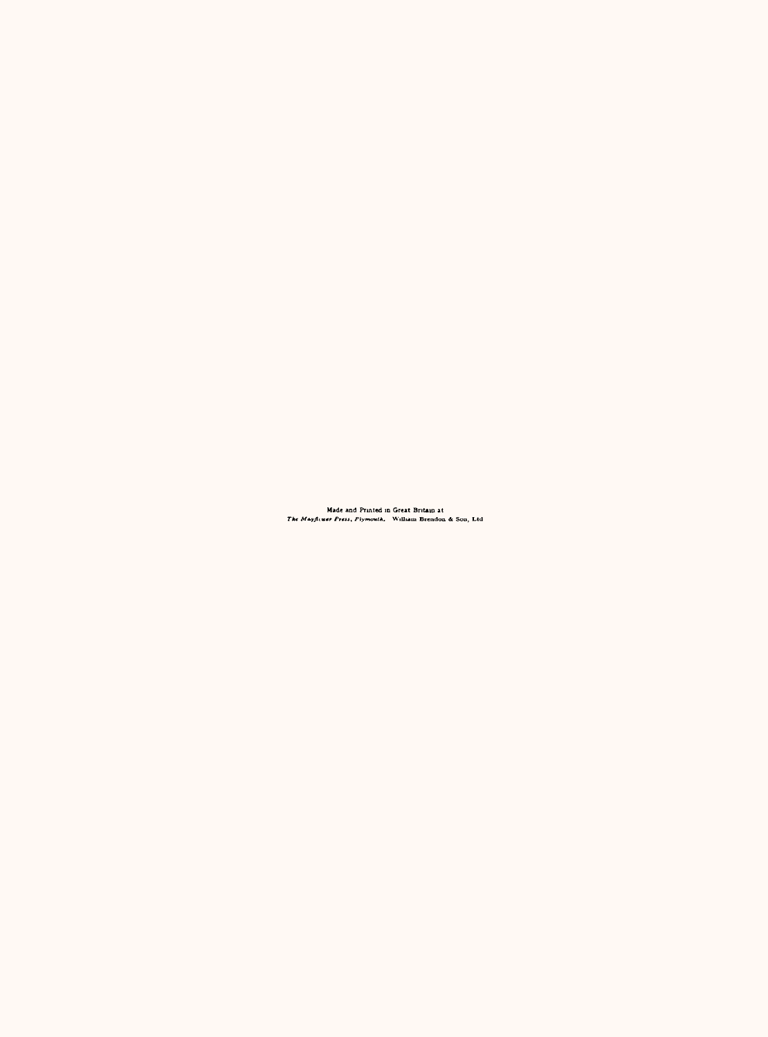Made and Printed in Great Britain at
*The Mayflower Press, Plymouth.* William Brendon & Son, Ltd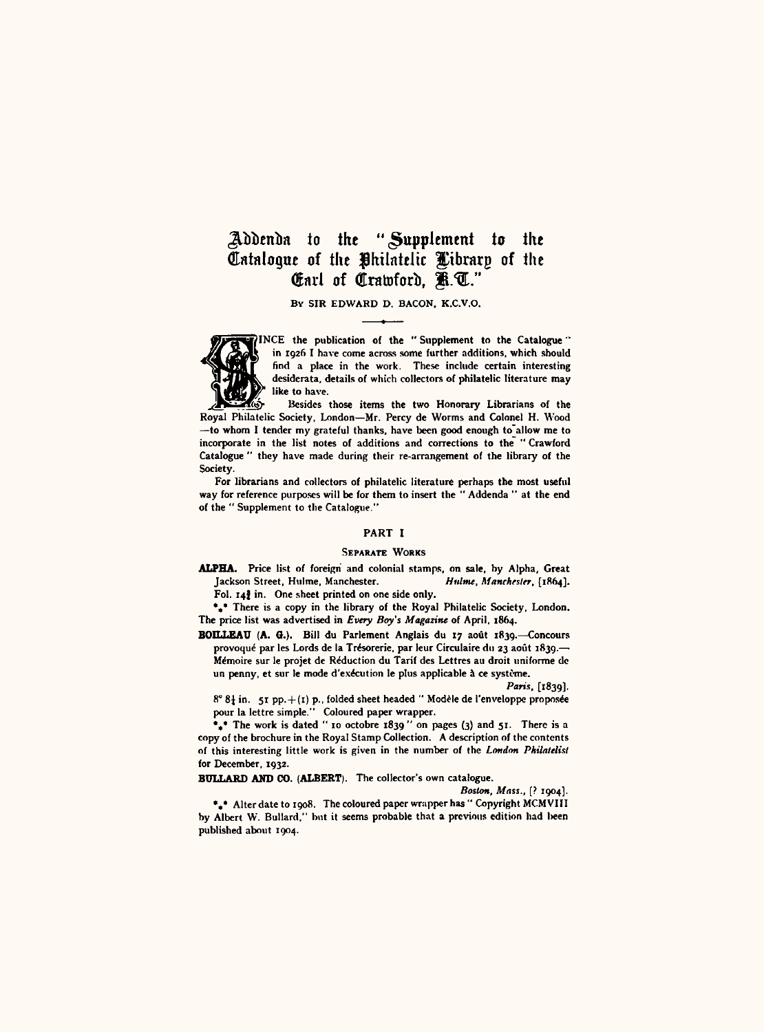# Addenda to the "Supplement to the Catalogue of the Philatelic Library of the Earl of Crawford, K.T."

By SIR EDWARD D. BACON, K.C.V.O.

SINCE the publication of the "Supplement to the Catalogue" in 1926 I have come across some further additions, which should find a place in the work. These include certain interesting desiderata, details of which collectors of philatelic literature may like to have.

Besides those items the two Honorary Librarians of the Royal Philatelic Society, London—Mr. Percy de Worms and Colonel H. Wood—to whom I tender my grateful thanks, have been good enough to allow me to incorporate in the list notes of additions and corrections to the "Crawford Catalogue" they have made during their re-arrangement of the library of the Society.

For librarians and collectors of philatelic literature perhaps the most useful way for reference purposes will be for them to insert the "Addenda" at the end of the "Supplement to the Catalogue."

## PART I

### Separate Works

**ALPHA.** Price list of foreign and colonial stamps, on sale, by Alpha, Great Jackson Street, Hulme, Manchester. *Hulme, Manchester*, [1864].

Fol. 14½ in. One sheet printed on one side only.

\*\*\* There is a copy in the library of the Royal Philatelic Society, London. The price list was advertised in *Every Boy's Magazine* of April, 1864.

**BOILLEAU (A. G.).** Bill du Parlement Anglais du 17 août 1839.—Concours provoqué par les Lords de la Trésorerie, par leur Circulaire du 23 août 1839.—Mémoire sur le projet de Réduction du Tarif des Lettres au droit uniforme de un penny, et sur le mode d'exécution le plus applicable à ce système. *Paris*, [1839].

8° 8¼ in. 51 pp. + (1) p., folded sheet headed "Modèle de l'enveloppe proposée pour la lettre simple." Coloured paper wrapper.

\*\*\* The work is dated "10 octobre 1839" on pages (3) and 51. There is a copy of the brochure in the Royal Stamp Collection. A description of the contents of this interesting little work is given in the number of the *London Philatelist* for December, 1932.

**BULLARD AND CO. (ALBERT).** The collector's own catalogue. *Boston, Mass.*, [? 1904].

\*\*\* Alter date to 1908. The coloured paper wrapper has "Copyright MCMVIII by Albert W. Bullard," but it seems probable that a previous edition had been published about 1904.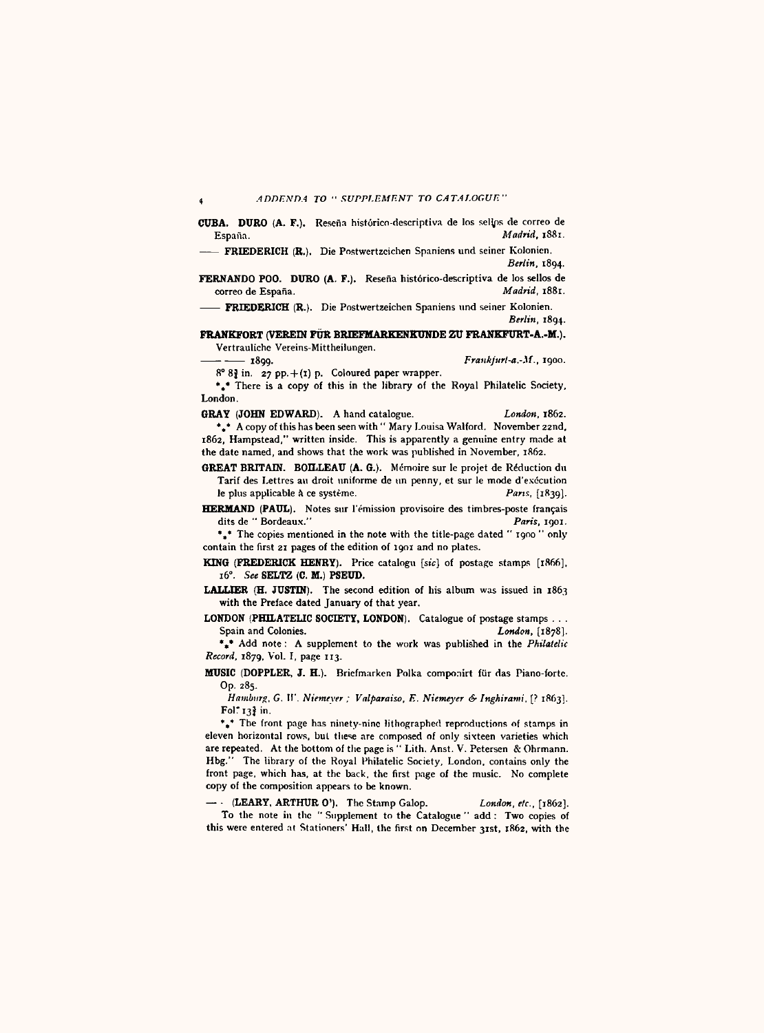**CUBA. DURO (A. F.).** Reseña histórico-descriptiva de los sellos de correo de España. *Madrid*, 1881.

—— **FRIEDERICH (R.).** Die Postwertzeichen Spaniens und seiner Kolonien. *Berlin*, 1894.

**FERNANDO POO. DURO (A. F.).** Reseña histórico-descriptiva de los sellos de correo de España. *Madrid*, 1881.

—— **FRIEDERICH (R.).** Die Postwertzeichen Spaniens und seiner Kolonien. *Berlin*, 1894.

**FRANKFORT (VEREIN FÜR BRIEFMARKENKUNDE ZU FRANKFURT-A.-M.).** Vertrauliche Vereins-Mittheilungen.

—— —— 1899. *Frankfurt-a.-M.*, 1900.

8° 8¾ in. 27 pp. + (1) p. Coloured paper wrapper.

\*\*\* There is a copy of this in the library of the Royal Philatelic Society, London.

**GRAY (JOHN EDWARD).** A hand catalogue. *London*, 1862.

\*\*\* A copy of this has been seen with "Mary Louisa Walford. November 22nd, 1862, Hampstead," written inside. This is apparently a genuine entry made at the date named, and shows that the work was published in November, 1862.

**GREAT BRITAIN. BOILLEAU (A. G.).** Mémoire sur le projet de Réduction du Tarif des Lettres au droit uniforme de un penny, et sur le mode d'exécution le plus applicable à ce système. *Paris*, [1839].

**HERMAND (PAUL).** Notes sur l'émission provisoire des timbres-poste français dits de "Bordeaux." *Paris*, 1901.

\*\*\* The copies mentioned in the note with the title-page dated "1900" only contain the first 21 pages of the edition of 1901 and no plates.

**KING (FREDERICK HENRY).** Price catalogu [*sic*] of postage stamps [1866], 16°. *See* **SELTZ (C. M.) PSEUD.**

**LALLIER (H. JUSTIN).** The second edition of his album was issued in 1863 with the Preface dated January of that year.

**LONDON (PHILATELIC SOCIETY, LONDON).** Catalogue of postage stamps . . . Spain and Colonies. *London*, [1878].

\*\*\* Add note: A supplement to the work was published in the *Philatelic Record*, 1879, Vol. I, page 113.

**MUSIC (DOPPLER, J. H.).** Briefmarken Polka componirt für das Piano-forte. Op. 285.

*Hamburg, G. W. Niemeyer; Valparaiso, E. Niemeyer & Inghirami*, [? 1863]. Fol. 13¾ in.

\*\*\* The front page has ninety-nine lithographed reproductions of stamps in eleven horizontal rows, but these are composed of only sixteen varieties which are repeated. At the bottom of the page is "Lith. Anst. V. Petersen & Ohrmann. Hbg." The library of the Royal Philatelic Society, London, contains only the front page, which has, at the back, the first page of the music. No complete copy of the composition appears to be known.

—— **(LEARY, ARTHUR O').** The Stamp Galop. *London, etc.*, [1862].

To the note in the "Supplement to the Catalogue" add: Two copies of this were entered at Stationers' Hall, the first on December 31st, 1862, with the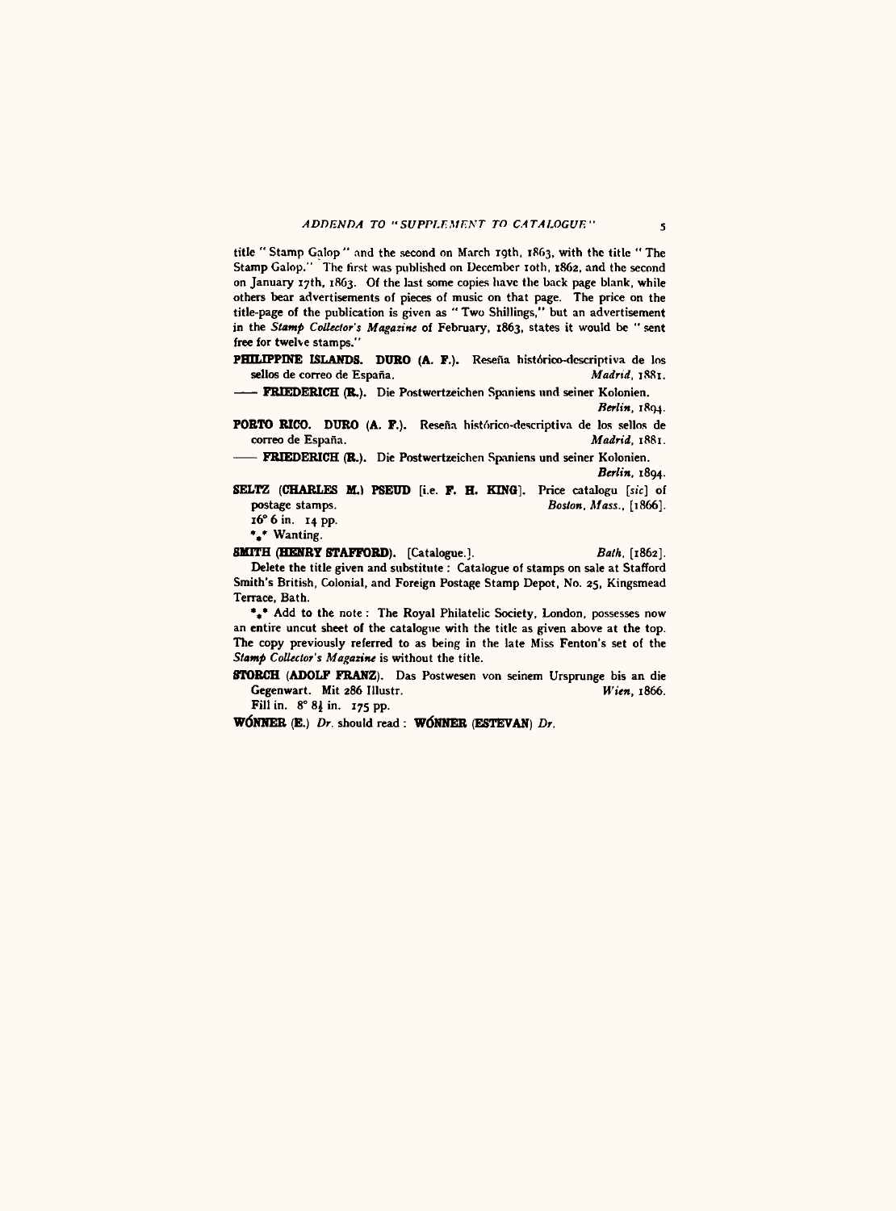title "Stamp Galop" and the second on March 19th, 1863, with the title "The Stamp Galop." The first was published on December 10th, 1862, and the second on January 17th, 1863. Of the last some copies have the back page blank, while others bear advertisements of pieces of music on that page. The price on the title-page of the publication is given as "Two Shillings," but an advertisement in the *Stamp Collector's Magazine* of February, 1863, states it would be "sent free for twelve stamps."

**PHILIPPINE ISLANDS. DURO (A. F.).** Reseña histórico-descriptiva de los sellos de correo de España. *Madrid*, 1881.

—— **FRIEDERICH (R.).** Die Postwertzeichen Spaniens und seiner Kolonien. *Berlin*, 1894.

**PORTO RICO. DURO (A. F.).** Reseña histórico-descriptiva de los sellos de correo de España. *Madrid*, 1881.

—— **FRIEDERICH (R.).** Die Postwertzeichen Spaniens und seiner Kolonien. *Berlin*, 1894.

**SELTZ (CHARLES M.) PSEUD** [i.e. **F. H. KING**]. Price catalogu [*sic*] of postage stamps. *Boston, Mass.*, [1866].

16° 6 in. 14 pp.

\*\*\* Wanting.

**SMITH (HENRY STAFFORD).** [Catalogue.]. *Bath*, [1862].

Delete the title given and substitute: Catalogue of stamps on sale at Stafford Smith's British, Colonial, and Foreign Postage Stamp Depot, No. 25, Kingsmead Terrace, Bath.

\*\*\* Add to the note: The Royal Philatelic Society, London, possesses now an entire uncut sheet of the catalogue with the title as given above at the top. The copy previously referred to as being in the late Miss Fenton's set of the *Stamp Collector's Magazine* is without the title.

**STORCH (ADOLF FRANZ).** Das Postwesen von seinem Ursprunge bis an die Gegenwart. Mit 286 Illustr. *Wien*, 1866.

Fill in. 8° 8½ in. 175 pp.

**WÓNNER (E.)** *Dr.* should read: **WÓNNER (ESTEVAN)** *Dr.*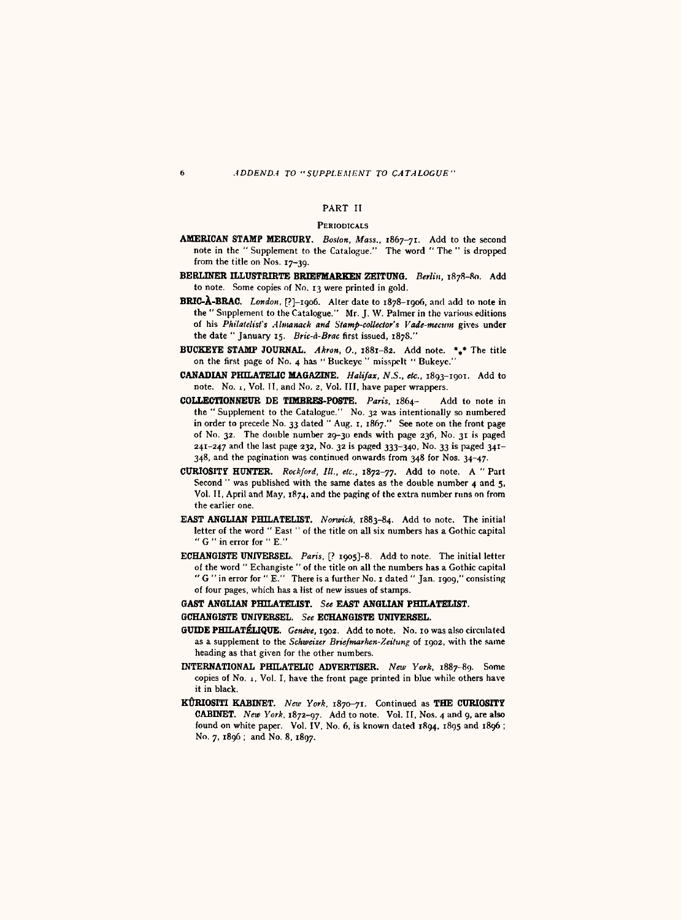## PART II

### PERIODICALS

**AMERICAN STAMP MERCURY.** *Boston, Mass.*, 1867–71. Add to the second note in the "Supplement to the Catalogue." The word "The" is dropped from the title on Nos. 17–39.

**BERLINER ILLUSTRIRTE BRIEFMARKEN ZEITUNG.** *Berlin*, 1878–80. Add to note. Some copies of No. 13 were printed in gold.

**BRIC-À-BRAC.** *London*, [?]–1906. Alter date to 1878–1906, and add to note in the "Supplement to the Catalogue." Mr. J. W. Palmer in the various editions of his *Philatelist's Almanack and Stamp-collector's Vade-mecum* gives under the date "January 15. *Bric-à-Brac* first issued, 1878."

**BUCKEYE STAMP JOURNAL.** *Akron, O.*, 1881–82. Add note. *\** The title on the first page of No. 4 has "Buckeye" misspelt "Bukeye."

**CANADIAN PHILATELIC MAGAZINE.** *Halifax, N.S., etc.*, 1893–1901. Add to note. No. 1, Vol. II, and No. 2, Vol. III, have paper wrappers.

**COLLECTIONNEUR DE TIMBRES-POSTE.** *Paris*, 1864– Add to note in the "Supplement to the Catalogue." No. 32 was intentionally so numbered in order to precede No. 33 dated "Aug. 1, 1867." See note on the front page of No. 32. The double number 29–30 ends with page 236, No. 31 is paged 241–247 and the last page 232, No. 32 is paged 333–340, No. 33 is paged 341–348, and the pagination was continued onwards from 348 for Nos. 34–47.

**CURIOSITY HUNTER.** *Rockford, Ill., etc.*, 1872–77. Add to note. A "Part Second" was published with the same dates as the double number 4 and 5, Vol. II, April and May, 1874, and the paging of the extra number runs on from the earlier one.

**EAST ANGLIAN PHILATELIST.** *Norwich*, 1883–84. Add to note. The initial letter of the word "East" of the title on all six numbers has a Gothic capital "G" in error for "E."

**ECHANGISTE UNIVERSEL.** *Paris*, [? 1905]-8. Add to note. The initial letter of the word "Echangiste" of the title on all the numbers has a Gothic capital "G" in error for "E." There is a further No. 1 dated "Jan. 1909," consisting of four pages, which has a list of new issues of stamps.

**GAST ANGLIAN PHILATELIST.** *See* **EAST ANGLIAN PHILATELIST.**

**GCHANGISTE UNIVERSEL.** *See* **ECHANGISTE UNIVERSEL.**

**GUIDE PHILATÉLIQUE.** *Genève*, 1902. Add to note. No. 10 was also circulated as a supplement to the *Schweizer Briefmarken-Zeitung* of 1902, with the same heading as that given for the other numbers.

**INTERNATIONAL PHILATELIC ADVERTISER.** *New York*, 1887–89. Some copies of No. 1, Vol. I, have the front page printed in blue while others have it in black.

**KÛRIOSITI KABINET.** *New York*, 1870–71. Continued as **THE CURIOSITY CABINET.** *New York*, 1872–97. Add to note. Vol. II, Nos. 4 and 9, are also found on white paper. Vol. IV, No. 6, is known dated 1894, 1895 and 1896; No. 7, 1896; and No. 8, 1897.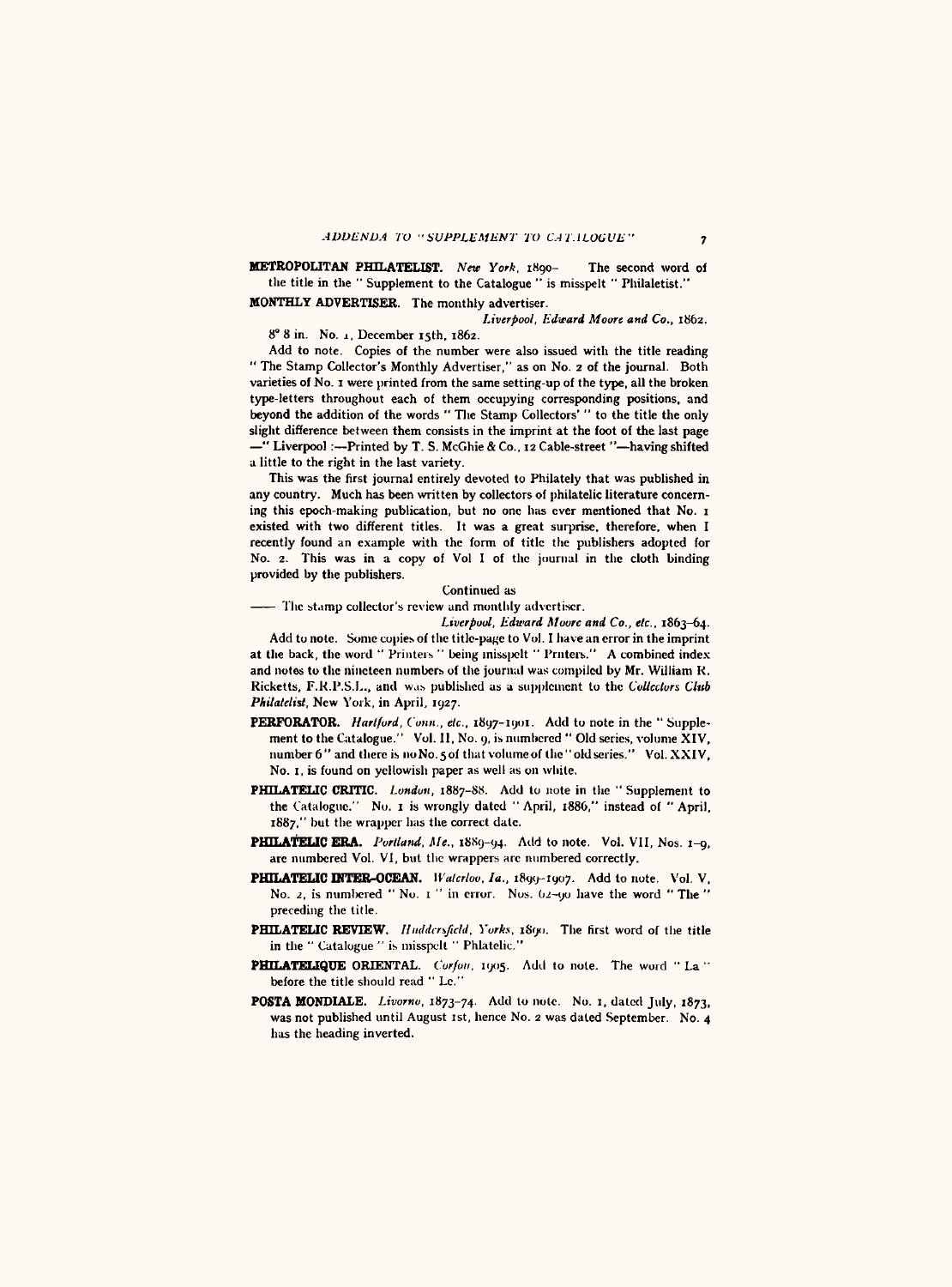**METROPOLITAN PHILATELIST.** *New York*, 1890– The second word of the title in the "Supplement to the Catalogue" is misspelt "Philaletist."

**MONTHLY ADVERTISER.** The monthly advertiser.

*Liverpool, Edward Moore and Co.*, 1862.

8° 8 in. No. 1, December 15th, 1862.

Add to note. Copies of the number were also issued with the title reading "The Stamp Collector's Monthly Advertiser," as on No. 2 of the journal. Both varieties of No. 1 were printed from the same setting-up of the type, all the broken type-letters throughout each of them occupying corresponding positions, and beyond the addition of the words "The Stamp Collectors'" to the title the only slight difference between them consists in the imprint at the foot of the last page —"Liverpool :—Printed by T. S. McGhie & Co., 12 Cable-street"—having shifted a little to the right in the last variety.

This was the first journal entirely devoted to Philately that was published in any country. Much has been written by collectors of philatelic literature concerning this epoch-making publication, but no one has ever mentioned that No. 1 existed with two different titles. It was a great surprise, therefore, when I recently found an example with the form of title the publishers adopted for No. 2. This was in a copy of Vol I of the journal in the cloth binding provided by the publishers.

Continued as

—— The stamp collector's review and monthly advertiser.

*Liverpool, Edward Moore and Co., etc.*, 1863–64.

Add to note. Some copies of the title-page to Vol. I have an error in the imprint at the back, the word "Printers" being misspelt "Prnters." A combined index and notes to the nineteen numbers of the journal was compiled by Mr. William R. Ricketts, F.R.P.S.L., and was published as a supplement to the *Collectors Club Philatelist*, New York, in April, 1927.

**PERFORATOR.** *Hartford, Conn., etc.*, 1897–1901. Add to note in the "Supplement to the Catalogue." Vol. II, No. 9, is numbered "Old series, volume XIV, number 6" and there is no No. 5 of that volume of the "old series." Vol. XXIV, No. 1, is found on yellowish paper as well as on white.

**PHILATELIC CRITIC.** *London*, 1887–88. Add to note in the "Supplement to the Catalogue." No. 1 is wrongly dated "April, 1886," instead of "April, 1887," but the wrapper has the correct date.

**PHILATELIC ERA.** *Portland, Me.*, 1889–94. Add to note. Vol. VII, Nos. 1–9, are numbered Vol. VI, but the wrappers are numbered correctly.

**PHILATELIC INTER-OCEAN.** *Waterloo, Ia.*, 1899–1907. Add to note. Vol. V, No. 2, is numbered "No. 1" in error. Nos. 62–90 have the word "The" preceding the title.

**PHILATELIC REVIEW.** *Huddersfield, Yorks*, 1890. The first word of the title in the "Catalogue" is misspelt "Phlatelic."

**PHILATELIQUE ORIENTAL.** *Corfou*, 1905. Add to note. The word "La" before the title should read "Le."

**POSTA MONDIALE.** *Livorno*, 1873–74. Add to note. No. 1, dated July, 1873, was not published until August 1st, hence No. 2 was dated September. No. 4 has the heading inverted.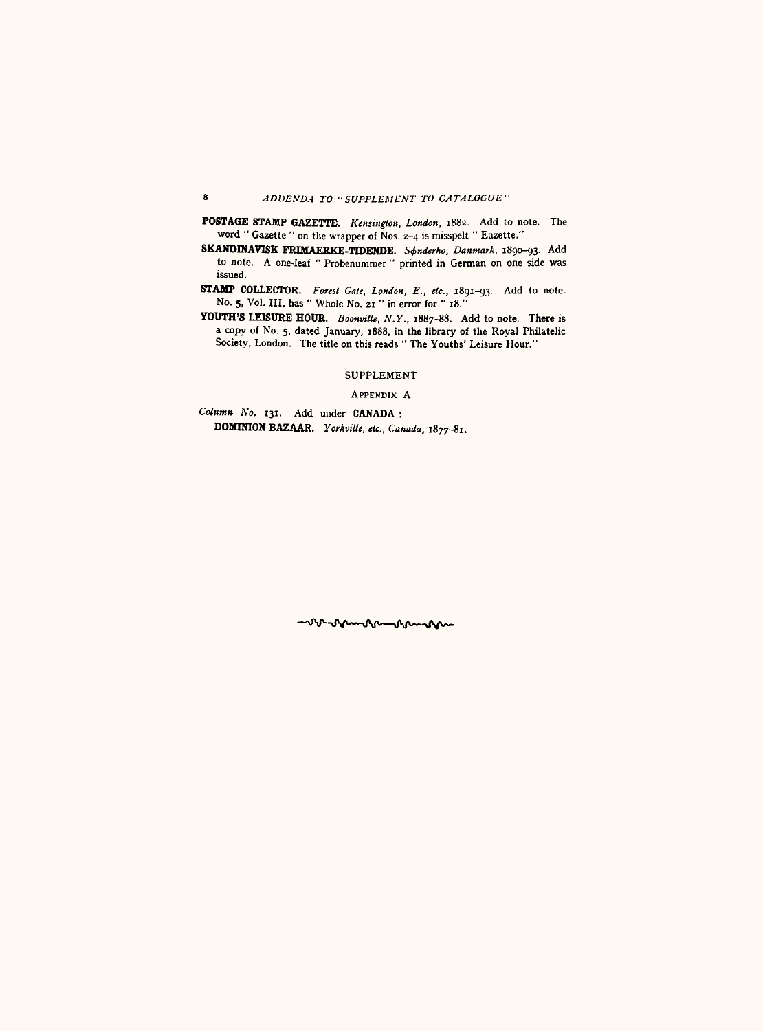**POSTAGE STAMP GAZETTE.** *Kensington, London,* 1882. Add to note. The word "Gazette" on the wrapper of Nos. 2–4 is misspelt "Eazette."

**SKANDINAVISK FRIMAERKE-TIDENDE.** *Sønderho, Danmark,* 1890–93. Add to note. A one-leaf "Probenummer" printed in German on one side was issued.

**STAMP COLLECTOR.** *Forest Gate, London, E., etc.,* 1891–93. Add to note. No. 5, Vol. III, has "Whole No. 21" in error for "18."

**YOUTH'S LEISURE HOUR.** *Boonville, N.Y.,* 1887–88. Add to note. There is a copy of No. 5, dated January, 1888, in the library of the Royal Philatelic Society, London. The title on this reads "The Youths' Leisure Hour."

## SUPPLEMENT

### APPENDIX A

*Column No.* 131. Add under **CANADA**:

**DOMINION BAZAAR.** *Yorkville, etc., Canada,* 1877–81.